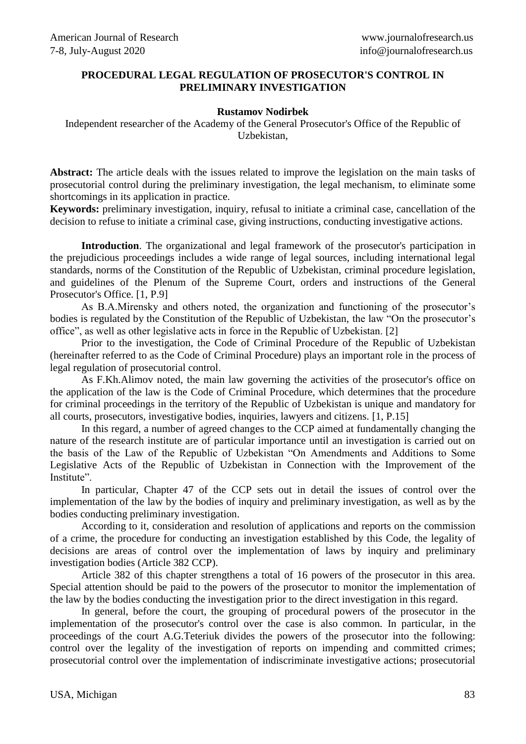## PROCEDURAL LEGAL REGULATION OF PROSECUTOR'S CONTROL IN PRELIMINARY INVESTIGATION

**Rustamov Nodirbek**

Independent researcher of the Academy of the General Prosecutor's Office of the Republic of Uzbekistan,

**Abstract:** The article deals with the issues related to improve the legislation on the main tasks of prosecutorial control during the preliminary investigation, the legal mechanism, to eliminate some shortcomings in its application in practice.

**Keywords:** preliminary investigation, inquiry, refusal to initiate a criminal case, cancellation of the decision to refuse to initiate a criminal case, giving instructions, conducting investigative actions.

**Introduction**. The organizational and legal framework of the prosecutor's participation in the prejudicious proceedings includes a wide range of legal sources, including international legal standards, norms of the Constitution of the Republic of Uzbekistan, criminal procedure legislation, and guidelines of the Plenum of the Supreme Court, orders and instructions of the General Prosecutor's Office. [1, P.9]

As B.A.Mirensky and others noted, the organization and functioning of the prosecutor's bodies is regulated by the Constitution of the Republic of Uzbekistan, the law "On the prosecutor's office", as well as other legislative acts in force in the Republic of Uzbekistan. [2]

Prior to the investigation, the Code of Criminal Procedure of the Republic of Uzbekistan (hereinafter referred to as the Code of Criminal Procedure) plays an important role in the process of legal regulation of prosecutorial control.

As F.Kh.Alimov noted, the main law governing the activities of the prosecutor's office on the application of the law is the Code of Criminal Procedure, which determines that the procedure for criminal proceedings in the territory of the Republic of Uzbekistan is unique and mandatory for all courts, prosecutors, investigative bodies, inquiries, lawyers and citizens. [1, P.15]

In this regard, a number of agreed changes to the CCP aimed at fundamentally changing the nature of the research institute are of particular importance until an investigation is carried out on the basis of the Law of the Republic of Uzbekistan "On Amendments and Additions to Some Legislative Acts of the Republic of Uzbekistan in Connection with the Improvement of the Institute".

In particular, Chapter 47 of the CCP sets out in detail the issues of control over the implementation of the law by the bodies of inquiry and preliminary investigation, as well as by the bodies conducting preliminary investigation.

According to it, consideration and resolution of applications and reports on the commission of a crime, the procedure for conducting an investigation established by this Code, the legality of decisions are areas of control over the implementation of laws by inquiry and preliminary investigation bodies (Article 382 CCP).

Article 382 of this chapter strengthens a total of 16 powers of the prosecutor in this area. Special attention should be paid to the powers of the prosecutor to monitor the implementation of the law by the bodies conducting the investigation prior to the direct investigation in this regard.

In general, before the court, the grouping of procedural powers of the prosecutor in the implementation of the prosecutor's control over the case is also common. In particular, in the proceedings of the court A.G.Teteriuk divides the powers of the prosecutor into the following: control over the legality of the investigation of reports on impending and committed crimes; prosecutorial control over the implementation of indiscriminate investigative actions; prosecutorial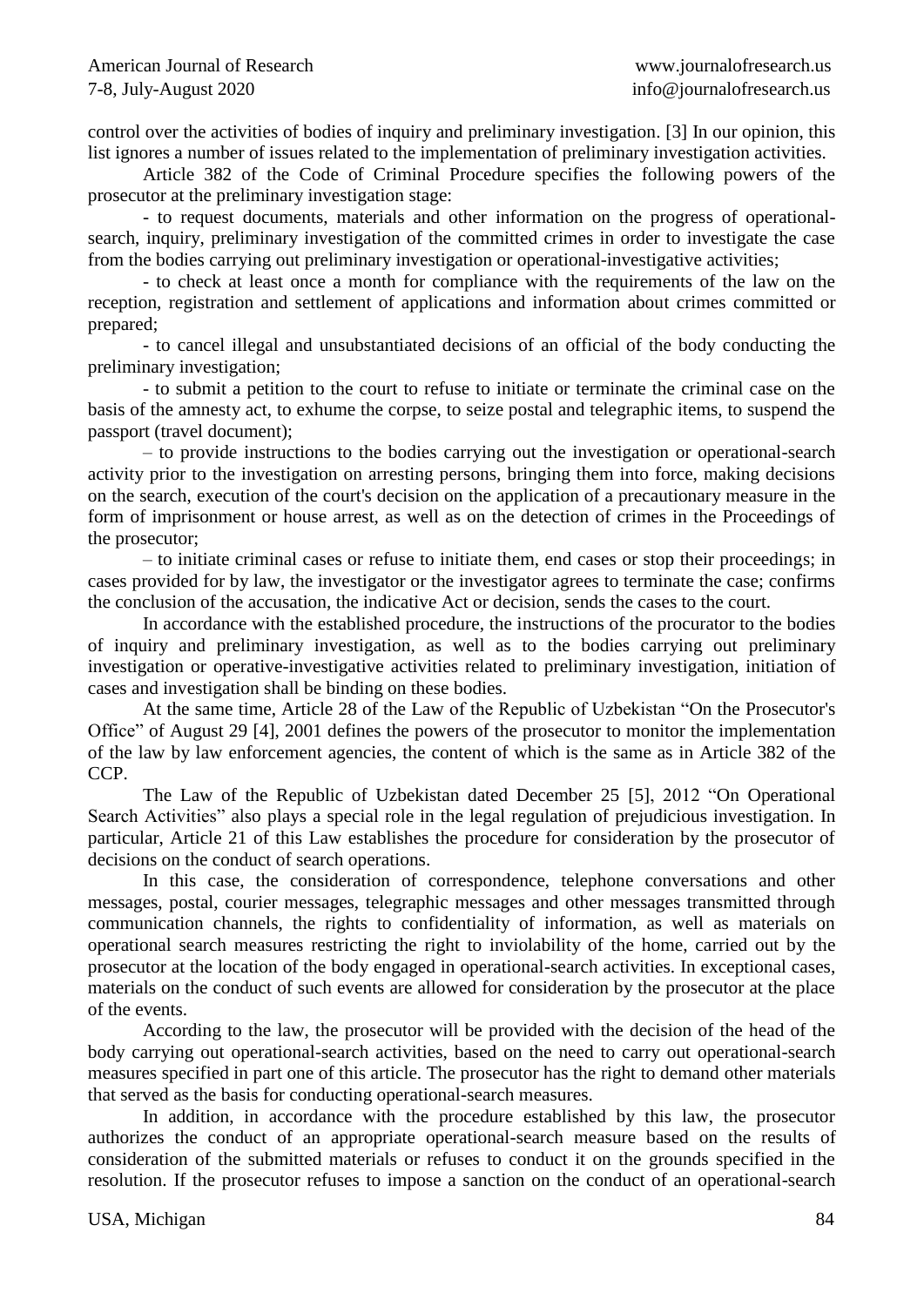control over the activities of bodies of inquiry and preliminary investigation. [3] In our opinion, this list ignores a number of issues related to the implementation of preliminary investigation activities.

Article 382 of the Code of Criminal Procedure specifies the following powers of the prosecutor at the preliminary investigation stage:

- to request documents, materials and other information on the progress of operational-search, inquiry, preliminary investigation of the committed crimes in order to investigate the case from the bodies carrying out preliminary investigation or operational-investigative activities;
- to check at least once a month for compliance with the requirements of the law on the reception, registration and settlement of applications and information about crimes committed or prepared;
- to cancel illegal and unsubstantiated decisions of an official of the body conducting the preliminary investigation;
- to submit a petition to the court to refuse to initiate or terminate the criminal case on the basis of the amnesty act, to exhume the corpse, to seize postal and telegraphic items, to suspend the passport (travel document);
- to provide instructions to the bodies carrying out the investigation or operational-search activity prior to the investigation on arresting persons, bringing them into force, making decisions on the search, execution of the court's decision on the application of a precautionary measure in the form of imprisonment or house arrest, as well as on the detection of crimes in the Proceedings of the prosecutor;
- to initiate criminal cases or refuse to initiate them, end cases or stop their proceedings; in cases provided for by law, the investigator or the investigator agrees to terminate the case; confirms the conclusion of the accusation, the indicative Act or decision, sends the cases to the court.

In accordance with the established procedure, the instructions of the procurator to the bodies of inquiry and preliminary investigation, as well as to the bodies carrying out preliminary investigation or operative-investigative activities related to preliminary investigation, initiation of cases and investigation shall be binding on these bodies.

At the same time, Article 28 of the Law of the Republic of Uzbekistan "On the Prosecutor's Office" of August 29 [4], 2001 defines the powers of the prosecutor to monitor the implementation of the law by law enforcement agencies, the content of which is the same as in Article 382 of the CCP.

The Law of the Republic of Uzbekistan dated December 25 [5], 2012 "On Operational Search Activities" also plays a special role in the legal regulation of prejudicious investigation. In particular, Article 21 of this Law establishes the procedure for consideration by the prosecutor of decisions on the conduct of search operations.

In this case, the consideration of correspondence, telephone conversations and other messages, postal, courier messages, telegraphic messages and other messages transmitted through communication channels, the rights to confidentiality of information, as well as materials on operational search measures restricting the right to inviolability of the home, carried out by the prosecutor at the location of the body engaged in operational-search activities. In exceptional cases, materials on the conduct of such events are allowed for consideration by the prosecutor at the place of the events.

According to the law, the prosecutor will be provided with the decision of the head of the body carrying out operational-search activities, based on the need to carry out operational-search measures specified in part one of this article. The prosecutor has the right to demand other materials that served as the basis for conducting operational-search measures.

In addition, in accordance with the procedure established by this law, the prosecutor authorizes the conduct of an appropriate operational-search measure based on the results of consideration of the submitted materials or refuses to conduct it on the grounds specified in the resolution. If the prosecutor refuses to impose a sanction on the conduct of an operational-search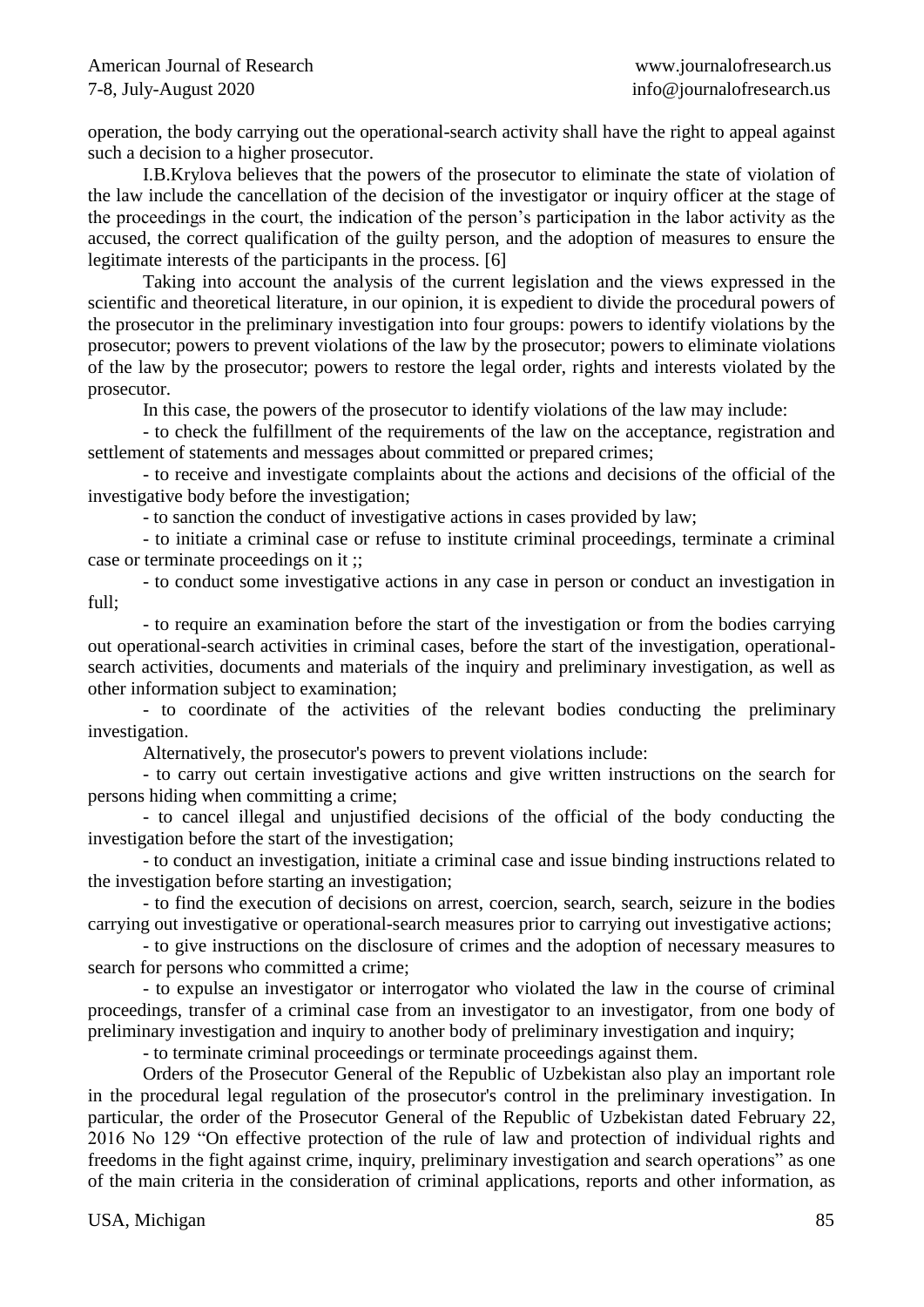operation, the body carrying out the operational-search activity shall have the right to appeal against such a decision to a higher prosecutor.

I.B.Krylova believes that the powers of the prosecutor to eliminate the state of violation of the law include the cancellation of the decision of the investigator or inquiry officer at the stage of the proceedings in the court, the indication of the person's participation in the labor activity as the accused, the correct qualification of the guilty person, and the adoption of measures to ensure the legitimate interests of the participants in the process. [6]

Taking into account the analysis of the current legislation and the views expressed in the scientific and theoretical literature, in our opinion, it is expedient to divide the procedural powers of the prosecutor in the preliminary investigation into four groups: powers to identify violations by the prosecutor; powers to prevent violations of the law by the prosecutor; powers to eliminate violations of the law by the prosecutor; powers to restore the legal order, rights and interests violated by the prosecutor.

In this case, the powers of the prosecutor to identify violations of the law may include:

- to check the fulfillment of the requirements of the law on the acceptance, registration and settlement of statements and messages about committed or prepared crimes;
- to receive and investigate complaints about the actions and decisions of the official of the investigative body before the investigation;
- to sanction the conduct of investigative actions in cases provided by law;
- to initiate a criminal case or refuse to institute criminal proceedings, terminate a criminal case or terminate proceedings on it ;;
- to conduct some investigative actions in any case in person or conduct an investigation in full;
- to require an examination before the start of the investigation or from the bodies carrying out operational-search activities in criminal cases, before the start of the investigation, operational-search activities, documents and materials of the inquiry and preliminary investigation, as well as other information subject to examination;
- to coordinate of the activities of the relevant bodies conducting the preliminary investigation.

Alternatively, the prosecutor's powers to prevent violations include:

- to carry out certain investigative actions and give written instructions on the search for persons hiding when committing a crime;
- to cancel illegal and unjustified decisions of the official of the body conducting the investigation before the start of the investigation;
- to conduct an investigation, initiate a criminal case and issue binding instructions related to the investigation before starting an investigation;
- to find the execution of decisions on arrest, coercion, search, search, seizure in the bodies carrying out investigative or operational-search measures prior to carrying out investigative actions;
- to give instructions on the disclosure of crimes and the adoption of necessary measures to search for persons who committed a crime;
- to expulse an investigator or interrogator who violated the law in the course of criminal proceedings, transfer of a criminal case from an investigator to an investigator, from one body of preliminary investigation and inquiry to another body of preliminary investigation and inquiry;
- to terminate criminal proceedings or terminate proceedings against them.

Orders of the Prosecutor General of the Republic of Uzbekistan also play an important role in the procedural legal regulation of the prosecutor's control in the preliminary investigation. In particular, the order of the Prosecutor General of the Republic of Uzbekistan dated February 22, 2016 No 129 "On effective protection of the rule of law and protection of individual rights and freedoms in the fight against crime, inquiry, preliminary investigation and search operations" as one of the main criteria in the consideration of criminal applications, reports and other information, as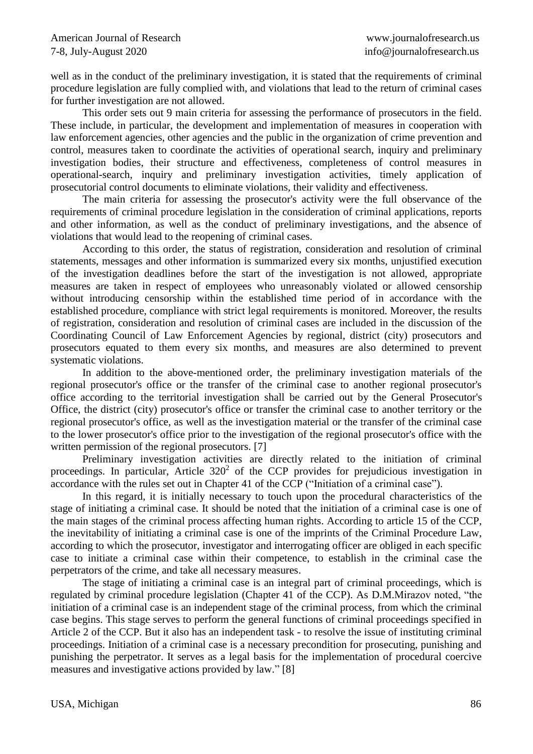well as in the conduct of the preliminary investigation, it is stated that the requirements of criminal procedure legislation are fully complied with, and violations that lead to the return of criminal cases for further investigation are not allowed.

This order sets out 9 main criteria for assessing the performance of prosecutors in the field. These include, in particular, the development and implementation of measures in cooperation with law enforcement agencies, other agencies and the public in the organization of crime prevention and control, measures taken to coordinate the activities of operational search, inquiry and preliminary investigation bodies, their structure and effectiveness, completeness of control measures in operational-search, inquiry and preliminary investigation activities, timely application of prosecutorial control documents to eliminate violations, their validity and effectiveness.

The main criteria for assessing the prosecutor's activity were the full observance of the requirements of criminal procedure legislation in the consideration of criminal applications, reports and other information, as well as the conduct of preliminary investigations, and the absence of violations that would lead to the reopening of criminal cases.

According to this order, the status of registration, consideration and resolution of criminal statements, messages and other information is summarized every six months, unjustified execution of the investigation deadlines before the start of the investigation is not allowed, appropriate measures are taken in respect of employees who unreasonably violated or allowed censorship without introducing censorship within the established time period of in accordance with the established procedure, compliance with strict legal requirements is monitored. Moreover, the results of registration, consideration and resolution of criminal cases are included in the discussion of the Coordinating Council of Law Enforcement Agencies by regional, district (city) prosecutors and prosecutors equated to them every six months, and measures are also determined to prevent systematic violations.

In addition to the above-mentioned order, the preliminary investigation materials of the regional prosecutor's office or the transfer of the criminal case to another regional prosecutor's office according to the territorial investigation shall be carried out by the General Prosecutor's Office, the district (city) prosecutor's office or transfer the criminal case to another territory or the regional prosecutor's office, as well as the investigation material or the transfer of the criminal case to the lower prosecutor's office prior to the investigation of the regional prosecutor's office with the written permission of the regional prosecutors. [7]

Preliminary investigation activities are directly related to the initiation of criminal proceedings. In particular, Article $320^2$ of the CCP provides for prejudicious investigation in accordance with the rules set out in Chapter 41 of the CCP ("Initiation of a criminal case").

In this regard, it is initially necessary to touch upon the procedural characteristics of the stage of initiating a criminal case. It should be noted that the initiation of a criminal case is one of the main stages of the criminal process affecting human rights. According to article 15 of the CCP, the inevitability of initiating a criminal case is one of the imprints of the Criminal Procedure Law, according to which the prosecutor, investigator and interrogating officer are obliged in each specific case to initiate a criminal case within their competence, to establish in the criminal case the perpetrators of the crime, and take all necessary measures.

The stage of initiating a criminal case is an integral part of criminal proceedings, which is regulated by criminal procedure legislation (Chapter 41 of the CCP). As D.M.Mirazov noted, "the initiation of a criminal case is an independent stage of the criminal process, from which the criminal case begins. This stage serves to perform the general functions of criminal proceedings specified in Article 2 of the CCP. But it also has an independent task - to resolve the issue of instituting criminal proceedings. Initiation of a criminal case is a necessary precondition for prosecuting, punishing and punishing the perpetrator. It serves as a legal basis for the implementation of procedural coercive measures and investigative actions provided by law." [8]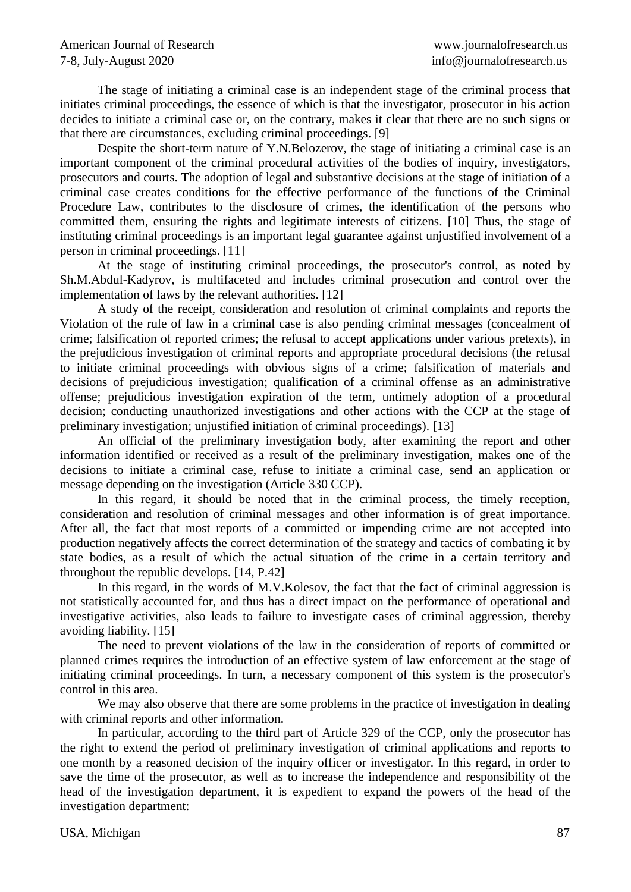The stage of initiating a criminal case is an independent stage of the criminal process that initiates criminal proceedings, the essence of which is that the investigator, prosecutor in his action decides to initiate a criminal case or, on the contrary, makes it clear that there are no such signs or that there are circumstances, excluding criminal proceedings. [9]

Despite the short-term nature of Y.N.Belozerov, the stage of initiating a criminal case is an important component of the criminal procedural activities of the bodies of inquiry, investigators, prosecutors and courts. The adoption of legal and substantive decisions at the stage of initiation of a criminal case creates conditions for the effective performance of the functions of the Criminal Procedure Law, contributes to the disclosure of crimes, the identification of the persons who committed them, ensuring the rights and legitimate interests of citizens. [10] Thus, the stage of instituting criminal proceedings is an important legal guarantee against unjustified involvement of a person in criminal proceedings. [11]

At the stage of instituting criminal proceedings, the prosecutor's control, as noted by Sh.M.Abdul-Kadyrov, is multifaceted and includes criminal prosecution and control over the implementation of laws by the relevant authorities. [12]

A study of the receipt, consideration and resolution of criminal complaints and reports the Violation of the rule of law in a criminal case is also pending criminal messages (concealment of crime; falsification of reported crimes; the refusal to accept applications under various pretexts), in the prejudicious investigation of criminal reports and appropriate procedural decisions (the refusal to initiate criminal proceedings with obvious signs of a crime; falsification of materials and decisions of prejudicious investigation; qualification of a criminal offense as an administrative offense; prejudicious investigation expiration of the term, untimely adoption of a procedural decision; conducting unauthorized investigations and other actions with the CCP at the stage of preliminary investigation; unjustified initiation of criminal proceedings). [13]

An official of the preliminary investigation body, after examining the report and other information identified or received as a result of the preliminary investigation, makes one of the decisions to initiate a criminal case, refuse to initiate a criminal case, send an application or message depending on the investigation (Article 330 CCP).

In this regard, it should be noted that in the criminal process, the timely reception, consideration and resolution of criminal messages and other information is of great importance. After all, the fact that most reports of a committed or impending crime are not accepted into production negatively affects the correct determination of the strategy and tactics of combating it by state bodies, as a result of which the actual situation of the crime in a certain territory and throughout the republic develops. [14, P.42]

In this regard, in the words of M.V.Kolesov, the fact that the fact of criminal aggression is not statistically accounted for, and thus has a direct impact on the performance of operational and investigative activities, also leads to failure to investigate cases of criminal aggression, thereby avoiding liability. [15]

The need to prevent violations of the law in the consideration of reports of committed or planned crimes requires the introduction of an effective system of law enforcement at the stage of initiating criminal proceedings. In turn, a necessary component of this system is the prosecutor's control in this area.

We may also observe that there are some problems in the practice of investigation in dealing with criminal reports and other information.

In particular, according to the third part of Article 329 of the CCP, only the prosecutor has the right to extend the period of preliminary investigation of criminal applications and reports to one month by a reasoned decision of the inquiry officer or investigator. In this regard, in order to save the time of the prosecutor, as well as to increase the independence and responsibility of the head of the investigation department, it is expedient to expand the powers of the head of the investigation department: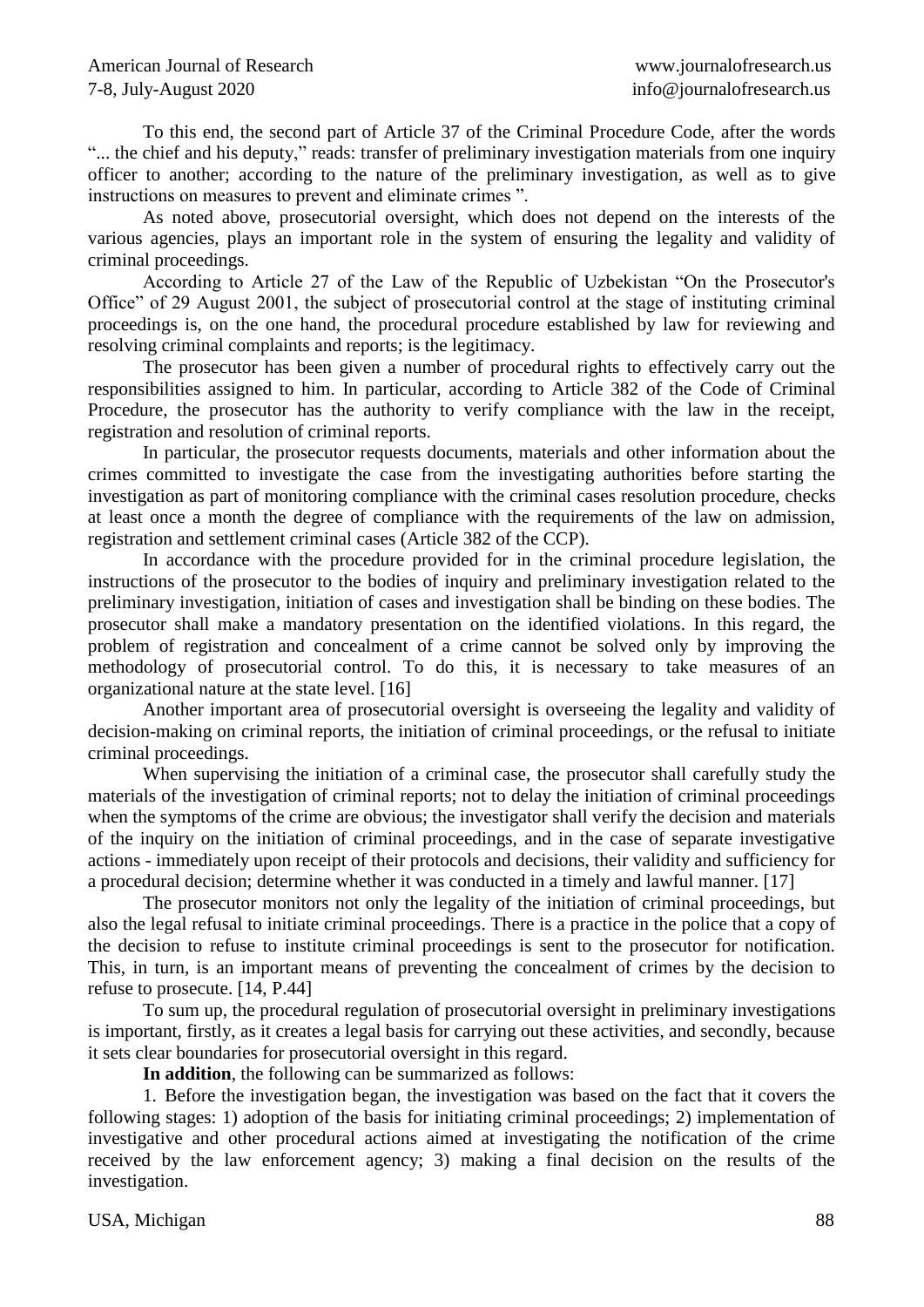To this end, the second part of Article 37 of the Criminal Procedure Code, after the words "... the chief and his deputy," reads: transfer of preliminary investigation materials from one inquiry officer to another; according to the nature of the preliminary investigation, as well as to give instructions on measures to prevent and eliminate crimes ".

As noted above, prosecutorial oversight, which does not depend on the interests of the various agencies, plays an important role in the system of ensuring the legality and validity of criminal proceedings.

According to Article 27 of the Law of the Republic of Uzbekistan "On the Prosecutor's Office" of 29 August 2001, the subject of prosecutorial control at the stage of instituting criminal proceedings is, on the one hand, the procedural procedure established by law for reviewing and resolving criminal complaints and reports; is the legitimacy.

The prosecutor has been given a number of procedural rights to effectively carry out the responsibilities assigned to him. In particular, according to Article 382 of the Code of Criminal Procedure, the prosecutor has the authority to verify compliance with the law in the receipt, registration and resolution of criminal reports.

In particular, the prosecutor requests documents, materials and other information about the crimes committed to investigate the case from the investigating authorities before starting the investigation as part of monitoring compliance with the criminal cases resolution procedure, checks at least once a month the degree of compliance with the requirements of the law on admission, registration and settlement criminal cases (Article 382 of the CCP).

In accordance with the procedure provided for in the criminal procedure legislation, the instructions of the prosecutor to the bodies of inquiry and preliminary investigation related to the preliminary investigation, initiation of cases and investigation shall be binding on these bodies. The prosecutor shall make a mandatory presentation on the identified violations. In this regard, the problem of registration and concealment of a crime cannot be solved only by improving the methodology of prosecutorial control. To do this, it is necessary to take measures of an organizational nature at the state level. [16]

Another important area of prosecutorial oversight is overseeing the legality and validity of decision-making on criminal reports, the initiation of criminal proceedings, or the refusal to initiate criminal proceedings.

When supervising the initiation of a criminal case, the prosecutor shall carefully study the materials of the investigation of criminal reports; not to delay the initiation of criminal proceedings when the symptoms of the crime are obvious; the investigator shall verify the decision and materials of the inquiry on the initiation of criminal proceedings, and in the case of separate investigative actions - immediately upon receipt of their protocols and decisions, their validity and sufficiency for a procedural decision; determine whether it was conducted in a timely and lawful manner. [17]

The prosecutor monitors not only the legality of the initiation of criminal proceedings, but also the legal refusal to initiate criminal proceedings. There is a practice in the police that a copy of the decision to refuse to institute criminal proceedings is sent to the prosecutor for notification. This, in turn, is an important means of preventing the concealment of crimes by the decision to refuse to prosecute. [14, P.44]

To sum up, the procedural regulation of prosecutorial oversight in preliminary investigations is important, firstly, as it creates a legal basis for carrying out these activities, and secondly, because it sets clear boundaries for prosecutorial oversight in this regard.

**In addition**, the following can be summarized as follows:

1. Before the investigation began, the investigation was based on the fact that it covers the following stages: 1) adoption of the basis for initiating criminal proceedings; 2) implementation of investigative and other procedural actions aimed at investigating the notification of the crime received by the law enforcement agency; 3) making a final decision on the results of the investigation.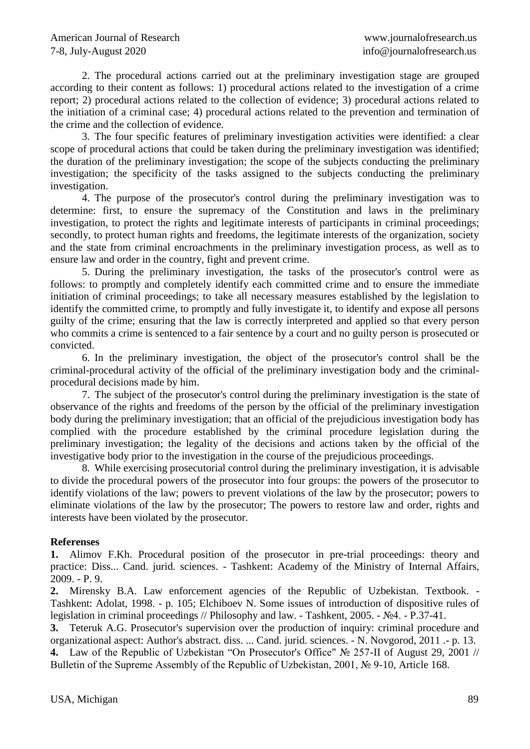2. The procedural actions carried out at the preliminary investigation stage are grouped according to their content as follows: 1) procedural actions related to the investigation of a crime report; 2) procedural actions related to the collection of evidence; 3) procedural actions related to the initiation of a criminal case; 4) procedural actions related to the prevention and termination of the crime and the collection of evidence.

3. The four specific features of preliminary investigation activities were identified: a clear scope of procedural actions that could be taken during the preliminary investigation was identified; the duration of the preliminary investigation; the scope of the subjects conducting the preliminary investigation; the specificity of the tasks assigned to the subjects conducting the preliminary investigation.

4. The purpose of the prosecutor's control during the preliminary investigation was to determine: first, to ensure the supremacy of the Constitution and laws in the preliminary investigation, to protect the rights and legitimate interests of participants in criminal proceedings; secondly, to protect human rights and freedoms, the legitimate interests of the organization, society and the state from criminal encroachments in the preliminary investigation process, as well as to ensure law and order in the country, fight and prevent crime.

5. During the preliminary investigation, the tasks of the prosecutor's control were as follows: to promptly and completely identify each committed crime and to ensure the immediate initiation of criminal proceedings; to take all necessary measures established by the legislation to identify the committed crime, to promptly and fully investigate it, to identify and expose all persons guilty of the crime; ensuring that the law is correctly interpreted and applied so that every person who commits a crime is sentenced to a fair sentence by a court and no guilty person is prosecuted or convicted.

6. In the preliminary investigation, the object of the prosecutor's control shall be the criminal-procedural activity of the official of the preliminary investigation body and the criminal-procedural decisions made by him.

7. The subject of the prosecutor's control during the preliminary investigation is the state of observance of the rights and freedoms of the person by the official of the preliminary investigation body during the preliminary investigation; that an official of the prejudicious investigation body has complied with the procedure established by the criminal procedure legislation during the preliminary investigation; the legality of the decisions and actions taken by the official of the investigative body prior to the investigation in the course of the prejudicious proceedings.

8. While exercising prosecutorial control during the preliminary investigation, it is advisable to divide the procedural powers of the prosecutor into four groups: the powers of the prosecutor to identify violations of the law; powers to prevent violations of the law by the prosecutor; powers to eliminate violations of the law by the prosecutor; The powers to restore law and order, rights and interests have been violated by the prosecutor.

**Referenses**

**1.** Alimov F.Kh. Procedural position of the prosecutor in pre-trial proceedings: theory and practice: Diss... Cand. jurid. sciences. - Tashkent: Academy of the Ministry of Internal Affairs, 2009. - P. 9.

**2.** Mirensky B.A. Law enforcement agencies of the Republic of Uzbekistan. Textbook. - Tashkent: Adolat, 1998. - p. 105; Elchiboev N. Some issues of introduction of dispositive rules of legislation in criminal proceedings // Philosophy and law. - Tashkent, 2005. - №4. - P.37-41.

**3.** Teteruk A.G. Prosecutor's supervision over the production of inquiry: criminal procedure and organizational aspect: Author's abstract. diss. ... Cand. jurid. sciences. - N. Novgorod, 2011 .- p. 13.

**4.** Law of the Republic of Uzbekistan "On Prosecutor's Office" № 257-II of August 29, 2001 // Bulletin of the Supreme Assembly of the Republic of Uzbekistan, 2001, № 9-10, Article 168.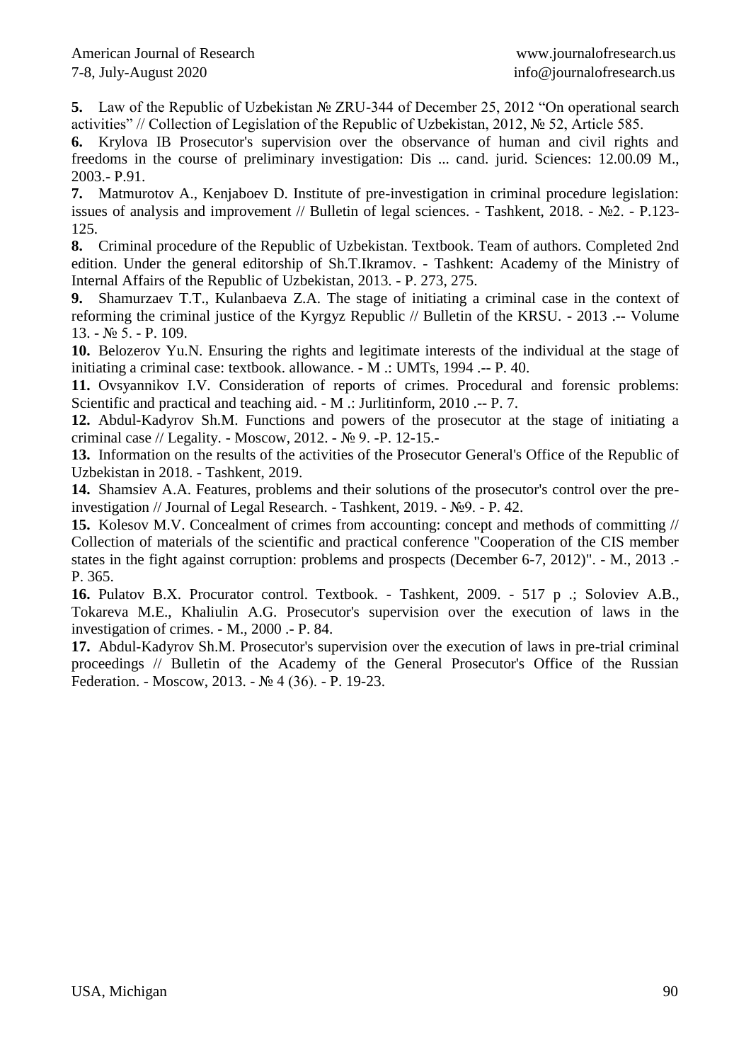**5.** Law of the Republic of Uzbekistan № ZRU-344 of December 25, 2012 "On operational search activities" // Collection of Legislation of the Republic of Uzbekistan, 2012, № 52, Article 585.

**6.** Krylova IB Prosecutor's supervision over the observance of human and civil rights and freedoms in the course of preliminary investigation: Dis ... cand. jurid. Sciences: 12.00.09 M., 2003.- P.91.

**7.** Matmurotov A., Kenjaboev D. Institute of pre-investigation in criminal procedure legislation: issues of analysis and improvement // Bulletin of legal sciences. - Tashkent, 2018. - №2. - P.123-125.

**8.** Criminal procedure of the Republic of Uzbekistan. Textbook. Team of authors. Completed 2nd edition. Under the general editorship of Sh.T.Ikramov. - Tashkent: Academy of the Ministry of Internal Affairs of the Republic of Uzbekistan, 2013. - P. 273, 275.

**9.** Shamurzaev T.T., Kulanbaeva Z.A. The stage of initiating a criminal case in the context of reforming the criminal justice of the Kyrgyz Republic // Bulletin of the KRSU. - 2013 .-- Volume 13. - № 5. - P. 109.

**10.** Belozerov Yu.N. Ensuring the rights and legitimate interests of the individual at the stage of initiating a criminal case: textbook. allowance. - M .: UMTs, 1994 .-- P. 40.

**11.** Ovsyannikov I.V. Consideration of reports of crimes. Procedural and forensic problems: Scientific and practical and teaching aid. - M .: Jurlitinform, 2010 .-- P. 7.

**12.** Abdul-Kadyrov Sh.M. Functions and powers of the prosecutor at the stage of initiating a criminal case // Legality. - Moscow, 2012. - № 9. -P. 12-15.-

**13.** Information on the results of the activities of the Prosecutor General's Office of the Republic of Uzbekistan in 2018. - Tashkent, 2019.

**14.** Shamsiev A.A. Features, problems and their solutions of the prosecutor's control over the pre-investigation // Journal of Legal Research. - Tashkent, 2019. - №9. - P. 42.

**15.** Kolesov M.V. Concealment of crimes from accounting: concept and methods of committing // Collection of materials of the scientific and practical conference "Cooperation of the CIS member states in the fight against corruption: problems and prospects (December 6-7, 2012)". - M., 2013 .- P. 365.

**16.** Pulatov B.X. Procurator control. Textbook. - Tashkent, 2009. - 517 p .; Soloviev A.B., Tokareva M.E., Khaliulin A.G. Prosecutor's supervision over the execution of laws in the investigation of crimes. - M., 2000 .- P. 84.

**17.** Abdul-Kadyrov Sh.M. Prosecutor's supervision over the execution of laws in pre-trial criminal proceedings // Bulletin of the Academy of the General Prosecutor's Office of the Russian Federation. - Moscow, 2013. - № 4 (36). - P. 19-23.